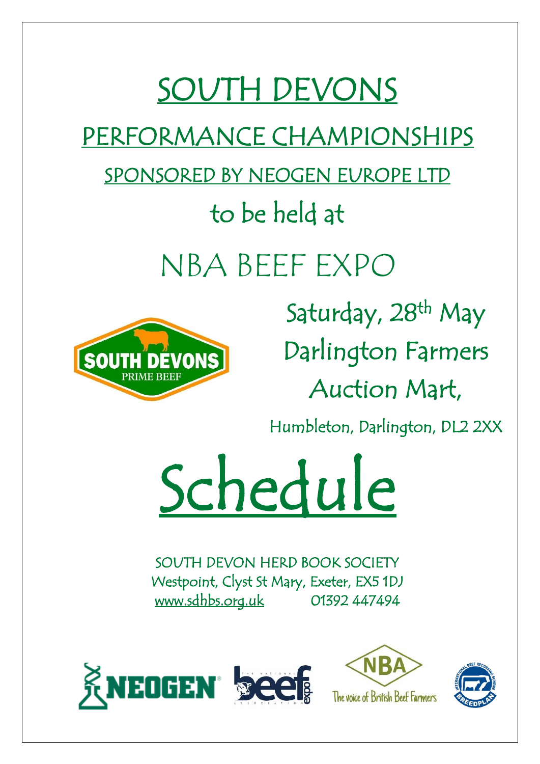# SOUTH DEVONS

## PERFORMANCE CHAMPIONSHIPS

### SPONSORED BY NEOGEN EUROPE LTD

to be held at

## NBA BEEF EXPO

Saturday, 28th May

Darlington Farmers

Auction Mart,

Humbleton, Darlington, DL2 2XX

# Schedule

SOUTH DEVON HERD BOOK SOCIETY

Westpoint, Clyst St Mary, Exeter, EX5 1DJ

www.sdhbs.org.uk 01392 447494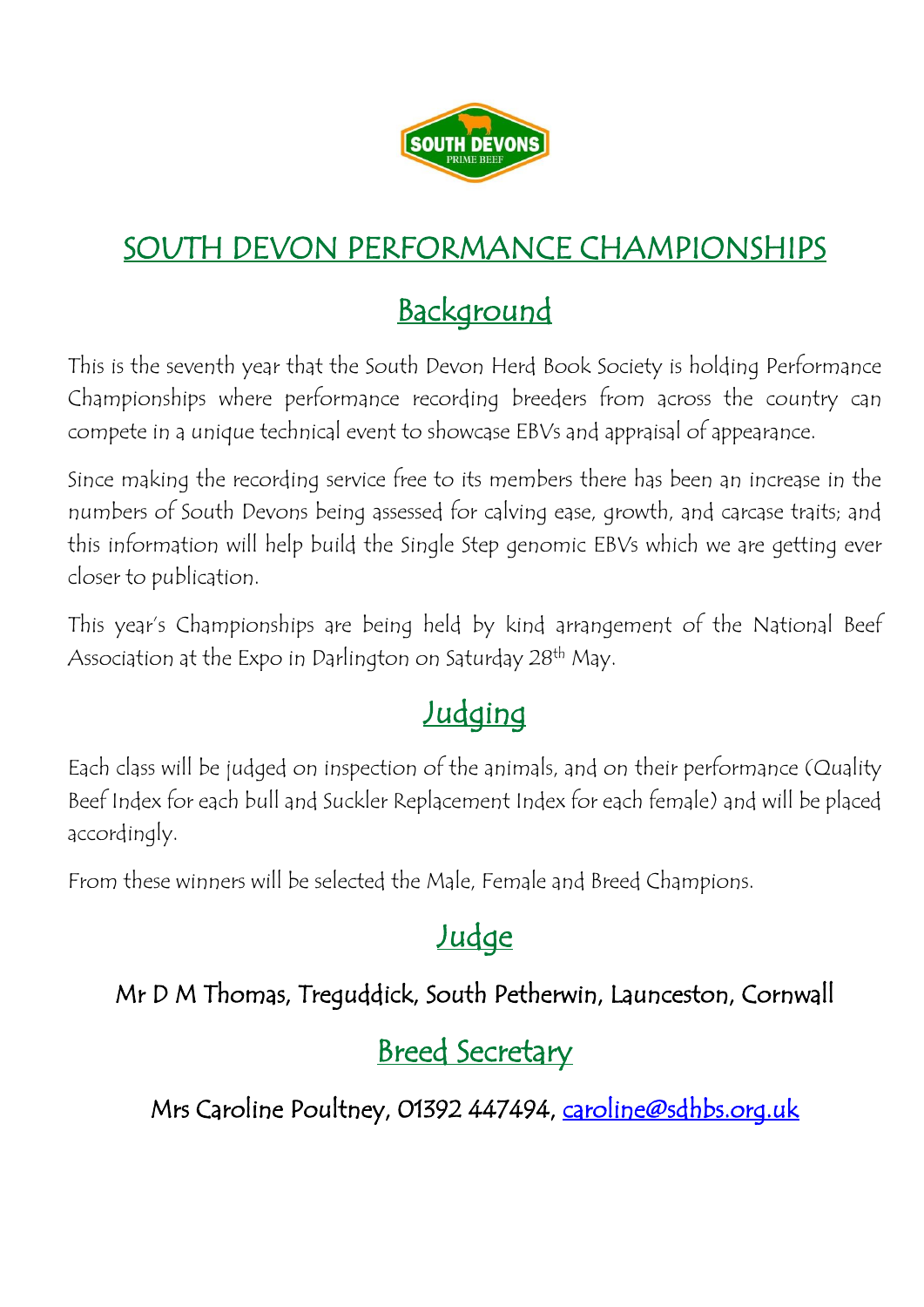# SOUTH DEVON PERFORMANCE CHAMPIONSHIPS

## Background

This is the seventh year that the South Devon Herd Book Society is holding Performance Championships where performance recording breeders from across the country can compete in a unique technical event to showcase EBVs and appraisal of appearance.

Since making the recording service free to its members there has been an increase in the numbers of South Devons being assessed for calving ease, growth, and carcase traits; and this information will help build the Single Step genomic EBVs which we are getting ever closer to publication.

This year's Championships are being held by kind arrangement of the National Beef Association at the Expo in Darlington on Saturday 28th May.

## Judging

Each class will be judged on inspection of the animals, and on their performance (Quality Beef Index for each bull and Suckler Replacement Index for each female) and will be placed accordingly.

From these winners will be selected the Male, Female and Breed Champions.

## Judge

Mr D M Thomas, Treguddick, South Petherwin, Launceston, Cornwall

## Breed Secretary

Mrs Caroline Poultney, 01392 447494, caroline@sdhbs.org.uk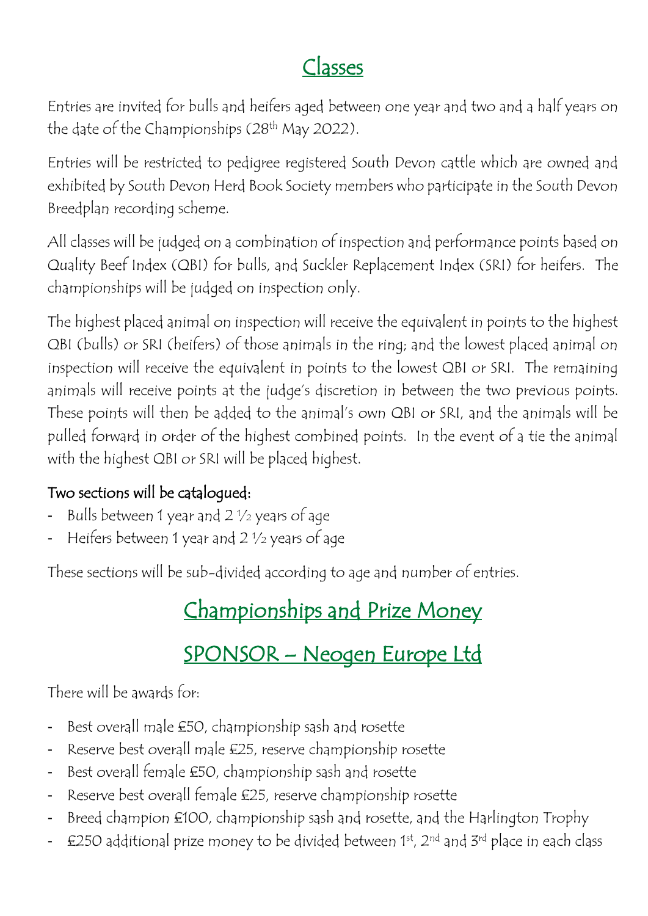# Classes

Entries are invited for bulls and heifers aged between one year and two and a half years on the date of the Championships (28th May 2022).

Entries will be restricted to pedigree registered South Devon cattle which are owned and exhibited by South Devon Herd Book Society members who participate in the South Devon Breedplan recording scheme.

All classes will be judged on a combination of inspection and performance points based on Quality Beef Index (QBI) for bulls, and Suckler Replacement Index (SRI) for heifers. The championships will be judged on inspection only.

The highest placed animal on inspection will receive the equivalent in points to the highest QBI (bulls) or SRI (heifers) of those animals in the ring; and the lowest placed animal on inspection will receive the equivalent in points to the lowest QBI or SRI. The remaining animals will receive points at the judge's discretion in between the two previous points. These points will then be added to the animal's own QBI or SRI, and the animals will be pulled forward in order of the highest combined points. In the event of a tie the animal with the highest QBI or SRI will be placed highest.

**Two sections will be catalogued:**

- Bulls between 1 year and 2 ½ years of age
- Heifers between 1 year and 2 ½ years of age

These sections will be sub-divided according to age and number of entries.

# Championships and Prize Money

# SPONSOR – Neogen Europe Ltd

There will be awards for:

- Best overall male £50, championship sash and rosette
- Reserve best overall male £25, reserve championship rosette
- Best overall female £50, championship sash and rosette
- Reserve best overall female £25, reserve championship rosette
- Breed champion £100, championship sash and rosette, and the Harlington Trophy
- £250 additional prize money to be divided between 1st, 2nd and 3rd place in each class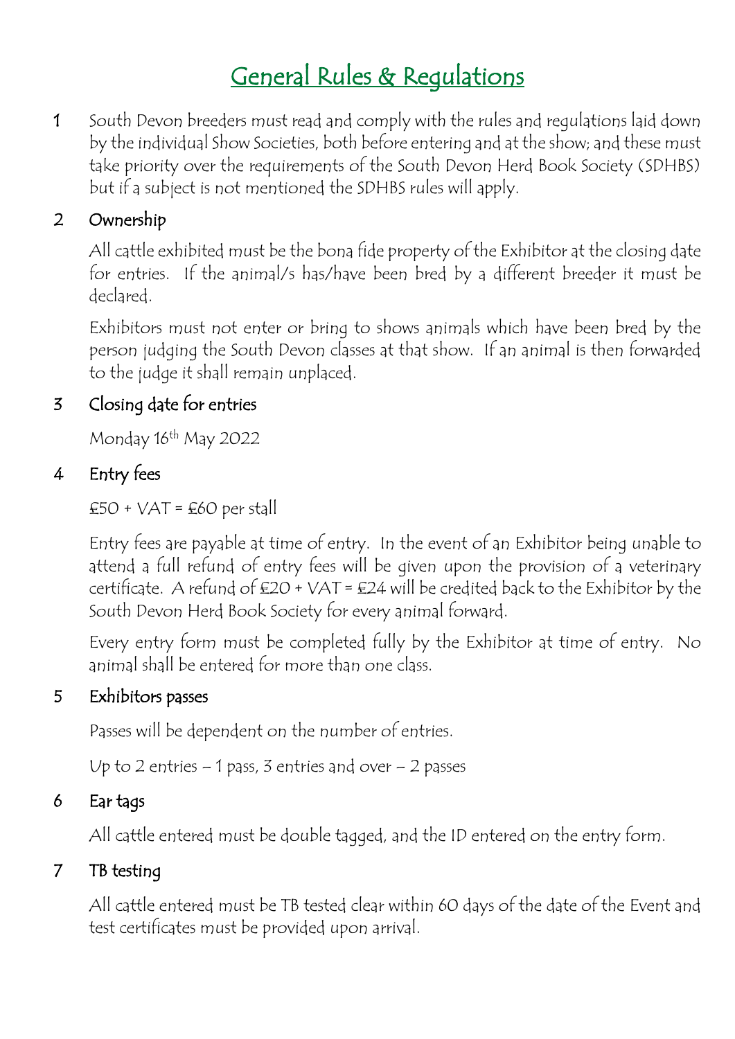# General Rules & Regulations

1 South Devon breeders must read and comply with the rules and regulations laid down by the individual Show Societies, both before entering and at the show; and these must take priority over the requirements of the South Devon Herd Book Society (SDHBS) but if a subject is not mentioned the SDHBS rules will apply.

2 **Ownership**

All cattle exhibited must be the bona fide property of the Exhibitor at the closing date for entries. If the animal/s has/have been bred by a different breeder it must be declared.

Exhibitors must not enter or bring to shows animals which have been bred by the person judging the South Devon classes at that show. If an animal is then forwarded to the judge it shall remain unplaced.

3 **Closing date for entries**

Monday 16th May 2022

4 **Entry fees**

£50 + VAT = £60 per stall

Entry fees are payable at time of entry. In the event of an Exhibitor being unable to attend a full refund of entry fees will be given upon the provision of a veterinary certificate. A refund of £20 + VAT = £24 will be credited back to the Exhibitor by the South Devon Herd Book Society for every animal forward.

Every entry form must be completed fully by the Exhibitor at time of entry. No animal shall be entered for more than one class.

5 **Exhibitors passes**

Passes will be dependent on the number of entries.

Up to 2 entries – 1 pass, 3 entries and over – 2 passes

6 **Ear tags**

All cattle entered must be double tagged, and the ID entered on the entry form.

7 **TB testing**

All cattle entered must be TB tested clear within 60 days of the date of the Event and test certificates must be provided upon arrival.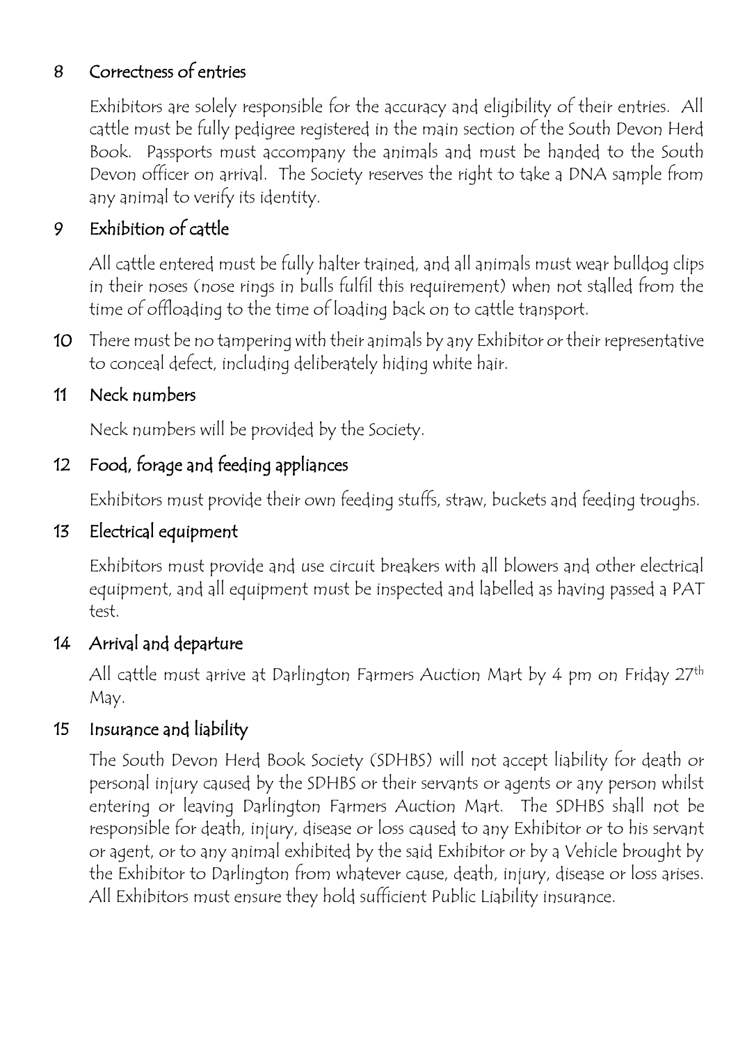## 8 Correctness of entries

Exhibitors are solely responsible for the accuracy and eligibility of their entries. All cattle must be fully pedigree registered in the main section of the South Devon Herd Book. Passports must accompany the animals and must be handed to the South Devon officer on arrival. The Society reserves the right to take a DNA sample from any animal to verify its identity.

## 9 Exhibition of cattle

All cattle entered must be fully halter trained, and all animals must wear bulldog clips in their noses (nose rings in bulls fulfil this requirement) when not stalled from the time of offloading to the time of loading back on to cattle transport.

**10** There must be no tampering with their animals by any Exhibitor or their representative to conceal defect, including deliberately hiding white hair.

## 11 Neck numbers

Neck numbers will be provided by the Society.

## 12 Food, forage and feeding appliances

Exhibitors must provide their own feeding stuffs, straw, buckets and feeding troughs.

## 13 Electrical equipment

Exhibitors must provide and use circuit breakers with all blowers and other electrical equipment, and all equipment must be inspected and labelled as having passed a PAT test.

## 14 Arrival and departure

All cattle must arrive at Darlington Farmers Auction Mart by 4 pm on Friday 27th May.

## 15 Insurance and liability

The South Devon Herd Book Society (SDHBS) will not accept liability for death or personal injury caused by the SDHBS or their servants or agents or any person whilst entering or leaving Darlington Farmers Auction Mart. The SDHBS shall not be responsible for death, injury, disease or loss caused to any Exhibitor or to his servant or agent, or to any animal exhibited by the said Exhibitor or by a Vehicle brought by the Exhibitor to Darlington from whatever cause, death, injury, disease or loss arises. All Exhibitors must ensure they hold sufficient Public Liability insurance.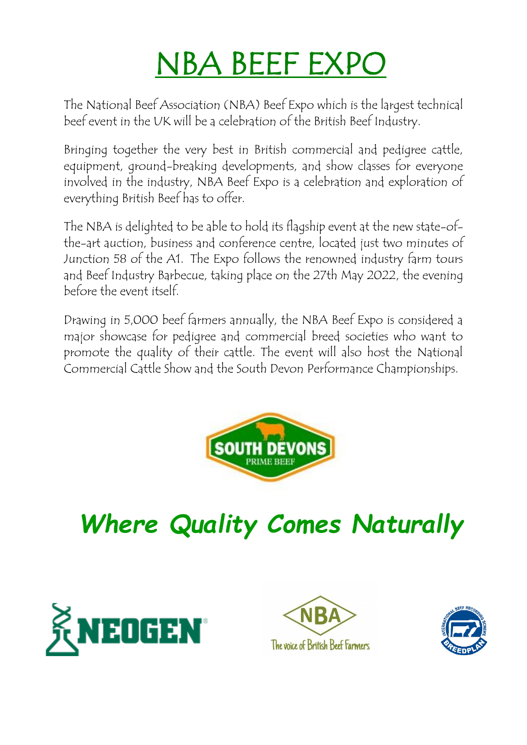# NBA BEEF EXPO

The National Beef Association (NBA) Beef Expo which is the largest technical beef event in the UK will be a celebration of the British Beef Industry.

Bringing together the very best in British commercial and pedigree cattle, equipment, ground-breaking developments, and show classes for everyone involved in the industry, NBA Beef Expo is a celebration and exploration of everything British Beef has to offer.

The NBA is delighted to be able to hold its flagship event at the new state-of-the-art auction, business and conference centre, located just two minutes of Junction 58 of the A1. The Expo follows the renowned industry farm tours and Beef Industry Barbecue, taking place on the 27th May 2022, the evening before the event itself.

Drawing in 5,000 beef farmers annually, the NBA Beef Expo is considered a major showcase for pedigree and commercial breed societies who want to promote the quality of their cattle. The event will also host the National Commercial Cattle Show and the South Devon Performance Championships.

SOUTH DEVONS PRIME BEEF

***Where Quality Comes Naturally***

NEOGEN

NBA The voice of British Beef Farmers

INTERNATIONAL BEEF RECORDING SCHEME BREEDPLAN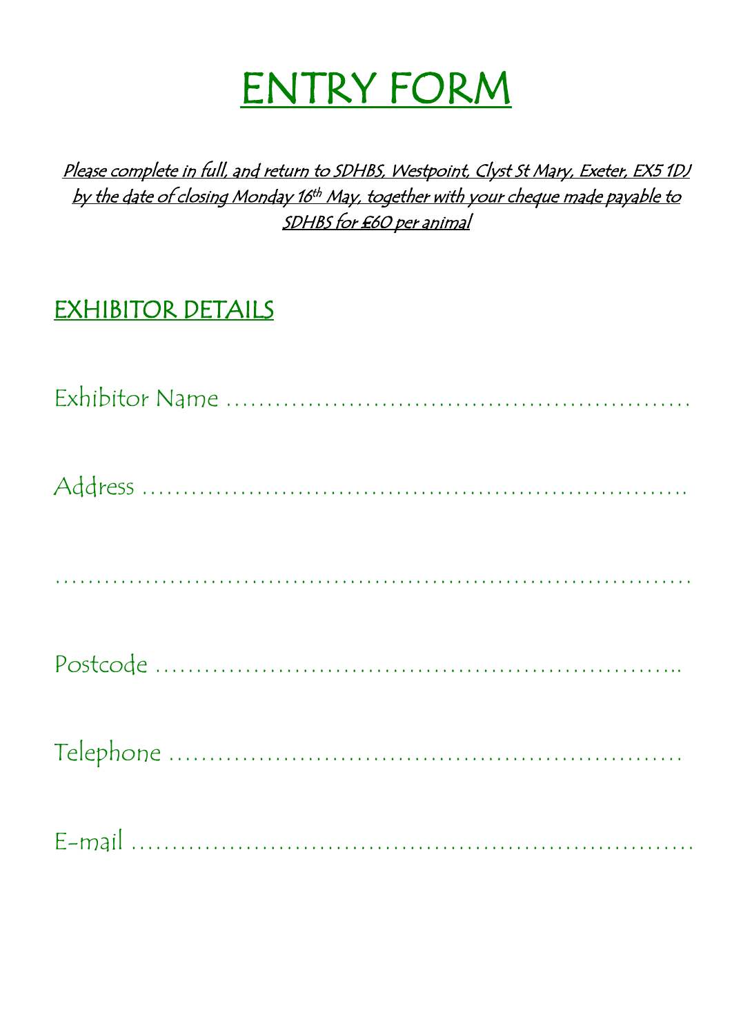# ENTRY FORM

*Please complete in full, and return to SDHBS, Westpoint, Clyst St Mary, Exeter, EX5 1DJ by the date of closing Monday 16th May, together with your cheque made payable to SDHBS for £60 per animal*

## EXHIBITOR DETAILS

Exhibitor Name …………………………………………………

Address …………………………………………………………

…………………………………………………………………

Postcode ……………………………………………………..

Telephone ……………………………………………………

E-mail …………………………………………………………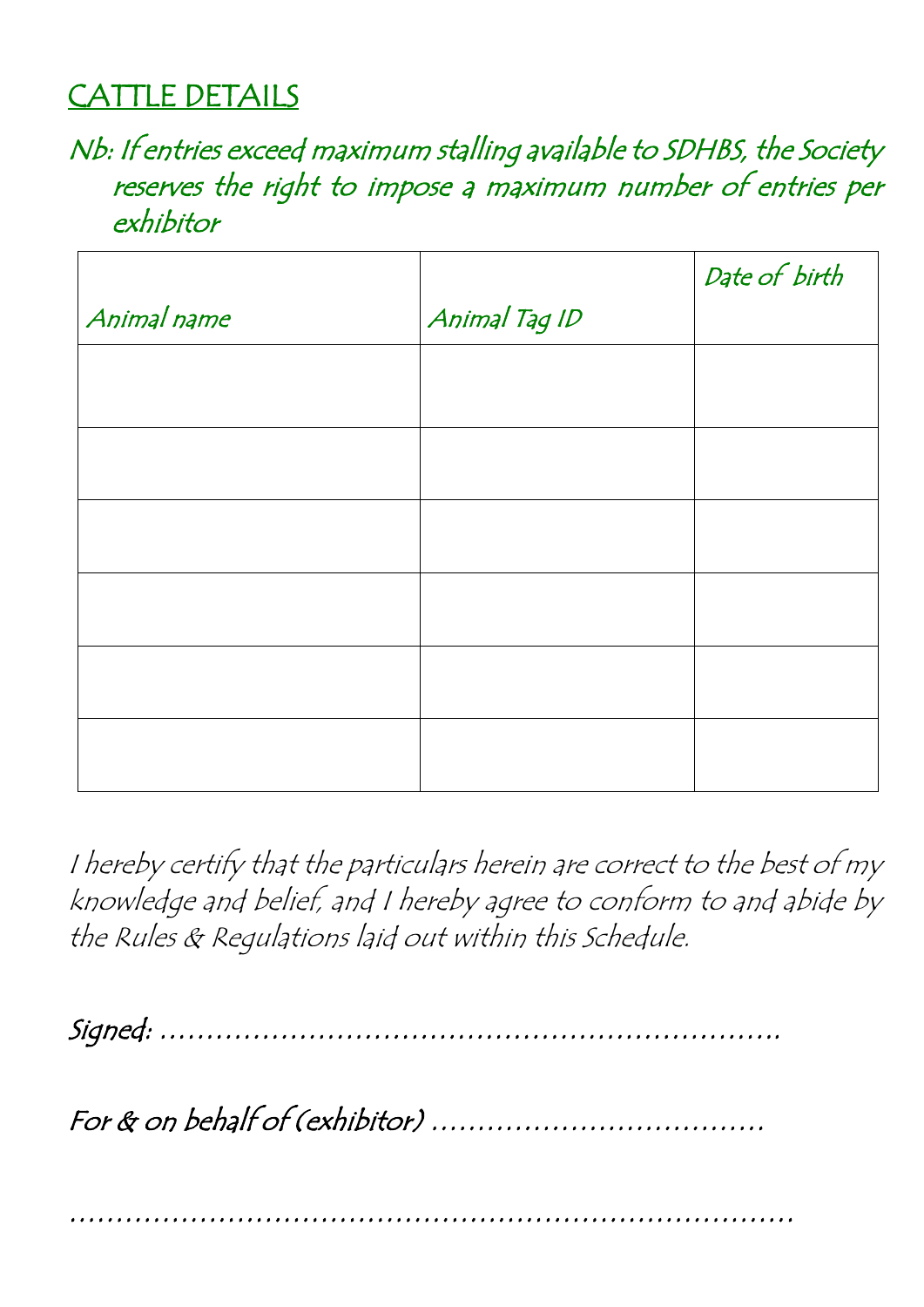## CATTLE DETAILS

*Nb: If entries exceed maximum stalling available to SDHBS, the Society reserves the right to impose a maximum number of entries per exhibitor*

| Animal name | Animal Tag ID | Date of birth |
|---|---|---|
| | | |
| | | |
| | | |
| | | |
| | | |
| | | |

*I hereby certify that the particulars herein are correct to the best of my knowledge and belief, and I hereby agree to conform to and abide by the Rules & Regulations laid out within this Schedule.*

*Signed: …………………………………………………………*

*For & on behalf of (exhibitor) ………………………………*

*………………………………………………………………………*